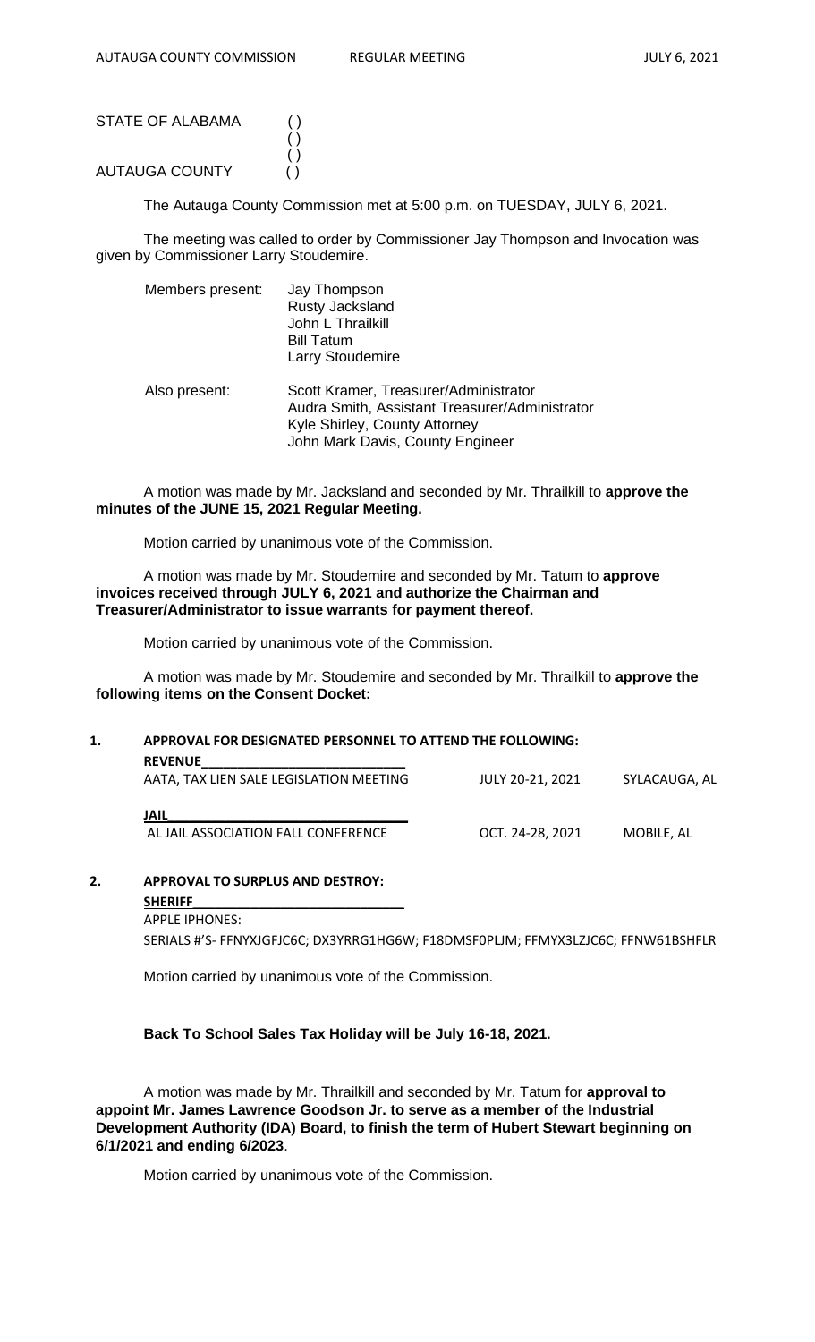STATE OF ALABAMA ( )
( )
( )
AUTAUGA COUNTY ( )

The Autauga County Commission met at 5:00 p.m. on TUESDAY, JULY 6, 2021.

The meeting was called to order by Commissioner Jay Thompson and Invocation was given by Commissioner Larry Stoudemire.

Members present: Jay Thompson
Rusty Jacksland
John L Thrailkill
Bill Tatum
Larry Stoudemire

Also present: Scott Kramer, Treasurer/Administrator
Audra Smith, Assistant Treasurer/Administrator
Kyle Shirley, County Attorney
John Mark Davis, County Engineer

A motion was made by Mr. Jacksland and seconded by Mr. Thrailkill to **approve the minutes of the JUNE 15, 2021 Regular Meeting.**

Motion carried by unanimous vote of the Commission.

A motion was made by Mr. Stoudemire and seconded by Mr. Tatum to **approve invoices received through JULY 6, 2021 and authorize the Chairman and Treasurer/Administrator to issue warrants for payment thereof.**

Motion carried by unanimous vote of the Commission.

A motion was made by Mr. Stoudemire and seconded by Mr. Thrailkill to **approve the following items on the Consent Docket:**

1. **APPROVAL FOR DESIGNATED PERSONNEL TO ATTEND THE FOLLOWING:**

**REVENUE**

| | | |
|---|---|---|
| AATA, TAX LIEN SALE LEGISLATION MEETING | JULY 20-21, 2021 | SYLACAUGA, AL |

**JAIL**

| | | |
|---|---|---|
| AL JAIL ASSOCIATION FALL CONFERENCE | OCT. 24-28, 2021 | MOBILE, AL |

2. **APPROVAL TO SURPLUS AND DESTROY:**

**SHERIFF**

APPLE IPHONES:
SERIALS #'S- FFNYXJGFJC6C; DX3YRRG1HG6W; F18DMSF0PLJM; FFMYX3LZJC6C; FFNW61BSHFLR

Motion carried by unanimous vote of the Commission.

**Back To School Sales Tax Holiday will be July 16-18, 2021.**

A motion was made by Mr. Thrailkill and seconded by Mr. Tatum for **approval to appoint Mr. James Lawrence Goodson Jr. to serve as a member of the Industrial Development Authority (IDA) Board, to finish the term of Hubert Stewart beginning on 6/1/2021 and ending 6/2023**.

Motion carried by unanimous vote of the Commission.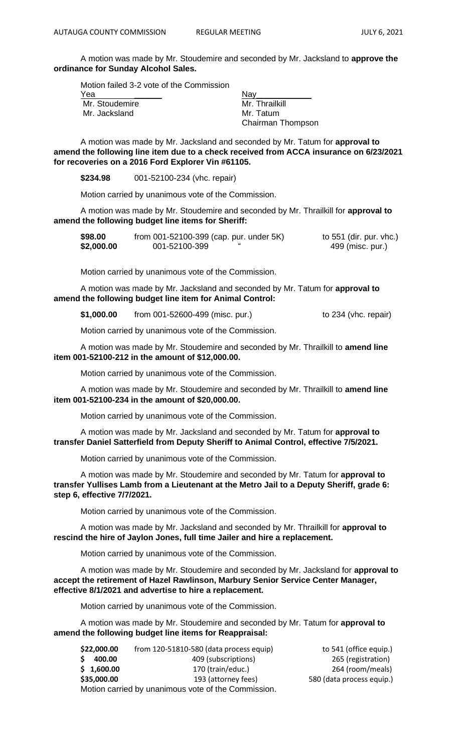A motion was made by Mr. Stoudemire and seconded by Mr. Jacksland to **approve the ordinance for Sunday Alcohol Sales.**

Motion failed 3-2 vote of the Commission

| Yea | Nay |
|---|---|
| Mr. Stoudemire | Mr. Thrailkill |
| Mr. Jacksland | Mr. Tatum |
| | Chairman Thompson |

A motion was made by Mr. Jacksland and seconded by Mr. Tatum for **approval to amend the following line item due to a check received from ACCA insurance on 6/23/2021 for recoveries on a 2016 Ford Explorer Vin #61105.**

**$234.98** 001-52100-234 (vhc. repair)

Motion carried by unanimous vote of the Commission.

A motion was made by Mr. Stoudemire and seconded by Mr. Thrailkill for **approval to amend the following budget line items for Sheriff:**

| | | |
|---|---|---|
| **$98.00** | from 001-52100-399 (cap. pur. under 5K) | to 551 (dir. pur. vhc.) |
| **$2,000.00** | 001-52100-399 " | 499 (misc. pur.) |

Motion carried by unanimous vote of the Commission.

A motion was made by Mr. Jacksland and seconded by Mr. Tatum for **approval to amend the following budget line item for Animal Control:**

| | | |
|---|---|---|
| **$1,000.00** | from 001-52600-499 (misc. pur.) | to 234 (vhc. repair) |

Motion carried by unanimous vote of the Commission.

A motion was made by Mr. Stoudemire and seconded by Mr. Thrailkill to **amend line item 001-52100-212 in the amount of $12,000.00.**

Motion carried by unanimous vote of the Commission.

A motion was made by Mr. Stoudemire and seconded by Mr. Thrailkill to **amend line item 001-52100-234 in the amount of $20,000.00.**

Motion carried by unanimous vote of the Commission.

A motion was made by Mr. Jacksland and seconded by Mr. Tatum for **approval to transfer Daniel Satterfield from Deputy Sheriff to Animal Control, effective 7/5/2021.**

Motion carried by unanimous vote of the Commission.

A motion was made by Mr. Stoudemire and seconded by Mr. Tatum for **approval to transfer Yullises Lamb from a Lieutenant at the Metro Jail to a Deputy Sheriff, grade 6: step 6, effective 7/7/2021.**

Motion carried by unanimous vote of the Commission.

A motion was made by Mr. Jacksland and seconded by Mr. Thrailkill for **approval to rescind the hire of Jaylon Jones, full time Jailer and hire a replacement.**

Motion carried by unanimous vote of the Commission.

A motion was made by Mr. Stoudemire and seconded by Mr. Jacksland for **approval to accept the retirement of Hazel Rawlinson, Marbury Senior Service Center Manager, effective 8/1/2021 and advertise to hire a replacement.**

Motion carried by unanimous vote of the Commission.

A motion was made by Mr. Stoudemire and seconded by Mr. Tatum for **approval to amend the following budget line items for Reappraisal:**

| | | |
|---|---|---|
| **$22,000.00** | from 120-51810-580 (data process equip) | to 541 (office equip.) |
| **$ 400.00** | 409 (subscriptions) | 265 (registration) |
| **$ 1,600.00** | 170 (train/educ.) | 264 (room/meals) |
| **$35,000.00** | 193 (attorney fees) | 580 (data process equip.) |

Motion carried by unanimous vote of the Commission.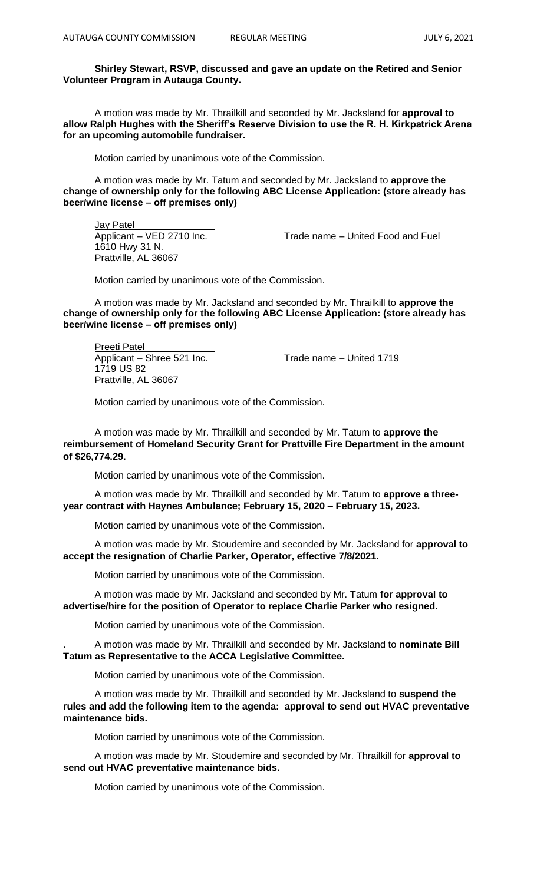**Shirley Stewart, RSVP, discussed and gave an update on the Retired and Senior Volunteer Program in Autauga County.**

A motion was made by Mr. Thrailkill and seconded by Mr. Jacksland for **approval to allow Ralph Hughes with the Sheriff's Reserve Division to use the R. H. Kirkpatrick Arena for an upcoming automobile fundraiser.**

Motion carried by unanimous vote of the Commission.

A motion was made by Mr. Tatum and seconded by Mr. Jacksland to **approve the change of ownership only for the following ABC License Application: (store already has beer/wine license – off premises only)**

Jay Patel
Applicant – VED 2710 Inc. Trade name – United Food and Fuel
1610 Hwy 31 N.
Prattville, AL 36067

Motion carried by unanimous vote of the Commission.

A motion was made by Mr. Jacksland and seconded by Mr. Thrailkill to **approve the change of ownership only for the following ABC License Application: (store already has beer/wine license – off premises only)**

Preeti Patel
Applicant – Shree 521 Inc. Trade name – United 1719
1719 US 82
Prattville, AL 36067

Motion carried by unanimous vote of the Commission.

A motion was made by Mr. Thrailkill and seconded by Mr. Tatum to **approve the reimbursement of Homeland Security Grant for Prattville Fire Department in the amount of $26,774.29.**

Motion carried by unanimous vote of the Commission.

A motion was made by Mr. Thrailkill and seconded by Mr. Tatum to **approve a three-year contract with Haynes Ambulance; February 15, 2020 – February 15, 2023.**

Motion carried by unanimous vote of the Commission.

A motion was made by Mr. Stoudemire and seconded by Mr. Jacksland for **approval to accept the resignation of Charlie Parker, Operator, effective 7/8/2021.**

Motion carried by unanimous vote of the Commission.

A motion was made by Mr. Jacksland and seconded by Mr. Tatum **for approval to advertise/hire for the position of Operator to replace Charlie Parker who resigned.**

Motion carried by unanimous vote of the Commission.

. A motion was made by Mr. Thrailkill and seconded by Mr. Jacksland to **nominate Bill Tatum as Representative to the ACCA Legislative Committee.**

Motion carried by unanimous vote of the Commission.

A motion was made by Mr. Thrailkill and seconded by Mr. Jacksland to **suspend the rules and add the following item to the agenda: approval to send out HVAC preventative maintenance bids.**

Motion carried by unanimous vote of the Commission.

A motion was made by Mr. Stoudemire and seconded by Mr. Thrailkill for **approval to send out HVAC preventative maintenance bids.**

Motion carried by unanimous vote of the Commission.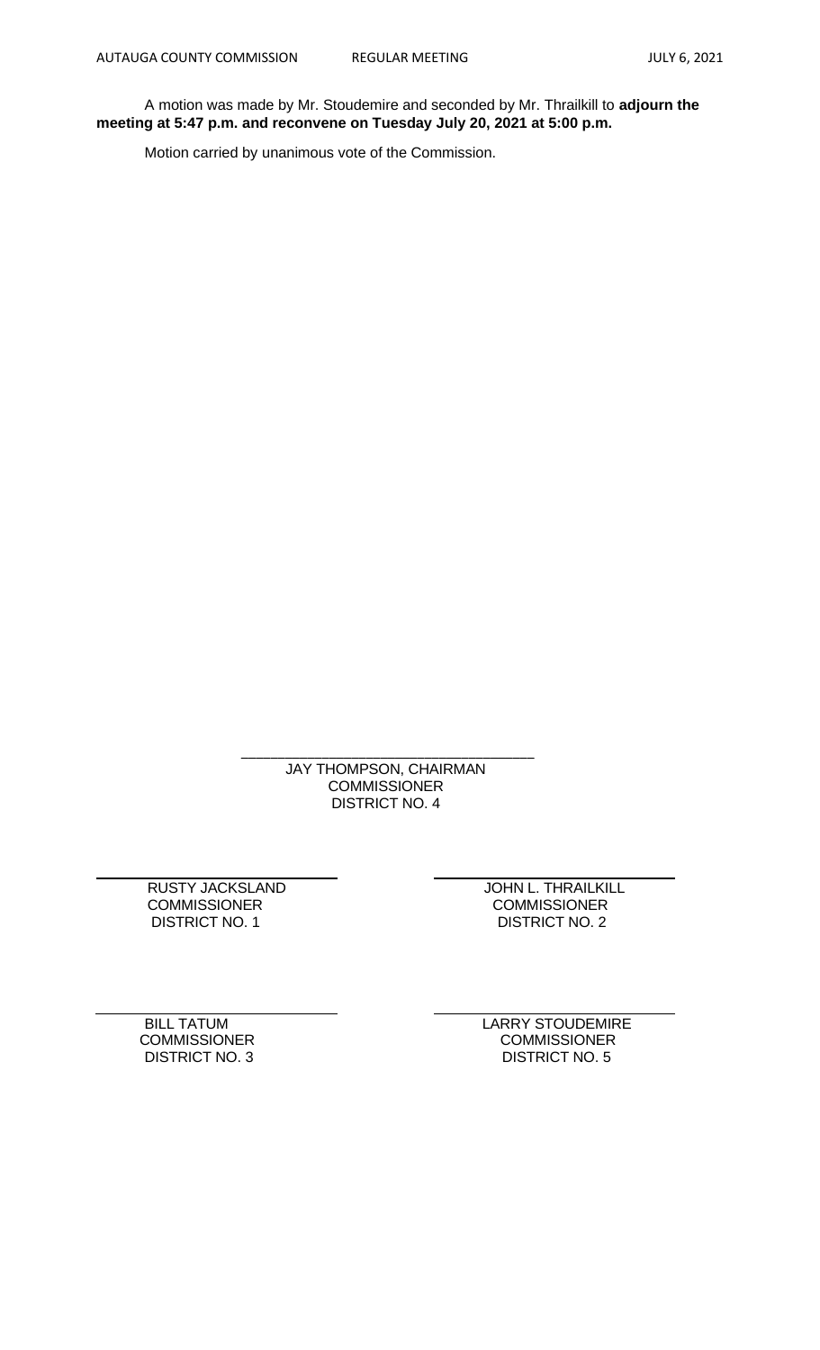A motion was made by Mr. Stoudemire and seconded by Mr. Thrailkill to **adjourn the meeting at 5:47 p.m. and reconvene on Tuesday July 20, 2021 at 5:00 p.m.**

Motion carried by unanimous vote of the Commission.

\_\_\_\_\_\_\_\_\_\_\_\_\_\_\_\_\_\_\_\_\_\_\_\_\_\_\_\_\_\_\_\_\_\_\_

JAY THOMPSON, CHAIRMAN
COMMISSIONER
DISTRICT NO. 4

| | |
|---|---|
| \_\_\_\_\_\_\_\_\_\_\_\_\_\_\_\_\_\_\_\_\_\_\_\_\_\_\_ | \_\_\_\_\_\_\_\_\_\_\_\_\_\_\_\_\_\_\_\_\_\_\_\_\_\_\_ |
| RUSTY JACKSLAND<br>COMMISSIONER<br>DISTRICT NO. 1 | JOHN L. THRAILKILL<br>COMMISSIONER<br>DISTRICT NO. 2 |
| \_\_\_\_\_\_\_\_\_\_\_\_\_\_\_\_\_\_\_\_\_\_\_\_\_\_\_ | \_\_\_\_\_\_\_\_\_\_\_\_\_\_\_\_\_\_\_\_\_\_\_\_\_\_\_ |
| BILL TATUM<br>COMMISSIONER<br>DISTRICT NO. 3 | LARRY STOUDEMIRE<br>COMMISSIONER<br>DISTRICT NO. 5 |